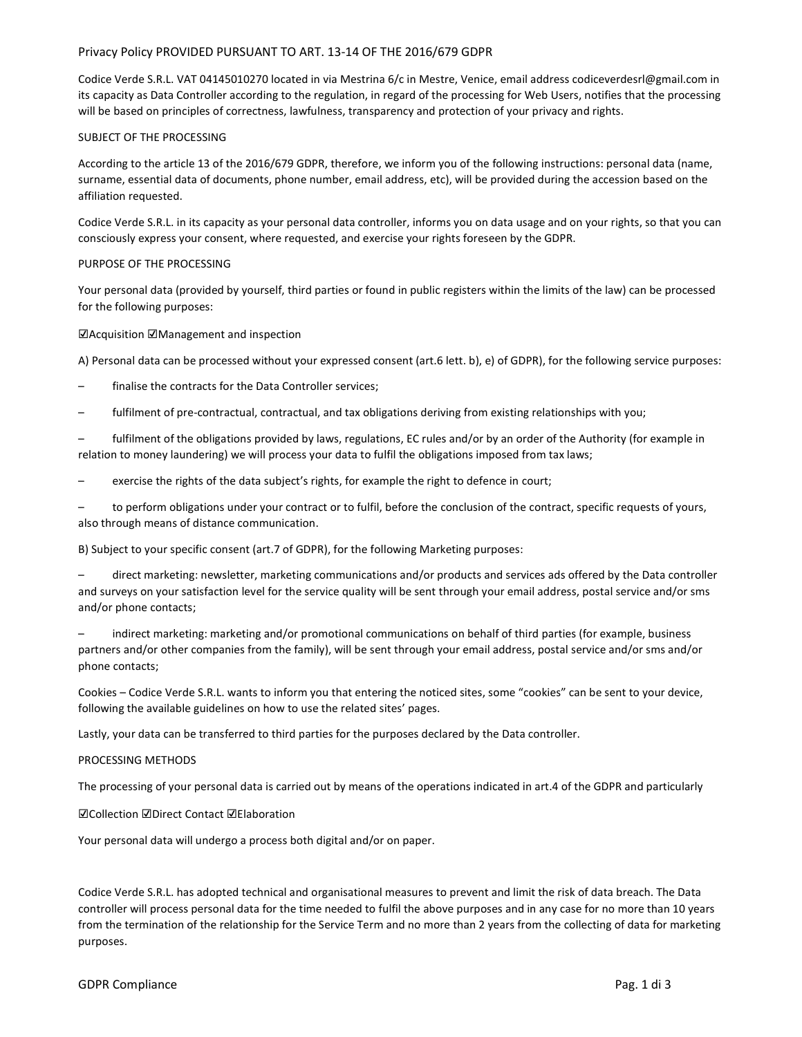# Privacy Policy PROVIDED PURSUANT TO ART. 13-14 OF THE 2016/679 GDPR

Codice Verde S.R.L. VAT 04145010270 located in via Mestrina 6/c in Mestre, Venice, email address codiceverdesrl@gmail.com in its capacity as Data Controller according to the regulation, in regard of the processing for Web Users, notifies that the processing will be based on principles of correctness, lawfulness, transparency and protection of your privacy and rights.

## SUBJECT OF THE PROCESSING

According to the article 13 of the 2016/679 GDPR, therefore, we inform you of the following instructions: personal data (name, surname, essential data of documents, phone number, email address, etc), will be provided during the accession based on the affiliation requested.

Codice Verde S.R.L. in its capacity as your personal data controller, informs you on data usage and on your rights, so that you can consciously express your consent, where requested, and exercise your rights foreseen by the GDPR.

## PURPOSE OF THE PROCESSING

Your personal data (provided by yourself, third parties or found in public registers within the limits of the law) can be processed for the following purposes:

☑Acquisition ☑Management and inspection

A) Personal data can be processed without your expressed consent (art.6 lett. b), e) of GDPR), for the following service purposes:

– finalise the contracts for the Data Controller services;

– fulfilment of pre-contractual, contractual, and tax obligations deriving from existing relationships with you;

– fulfilment of the obligations provided by laws, regulations, EC rules and/or by an order of the Authority (for example in relation to money laundering) we will process your data to fulfil the obligations imposed from tax laws;

– exercise the rights of the data subject's rights, for example the right to defence in court;

– to perform obligations under your contract or to fulfil, before the conclusion of the contract, specific requests of yours, also through means of distance communication.

B) Subject to your specific consent (art.7 of GDPR), for the following Marketing purposes:

– direct marketing: newsletter, marketing communications and/or products and services ads offered by the Data controller and surveys on your satisfaction level for the service quality will be sent through your email address, postal service and/or sms and/or phone contacts;

– indirect marketing: marketing and/or promotional communications on behalf of third parties (for example, business partners and/or other companies from the family), will be sent through your email address, postal service and/or sms and/or phone contacts;

Cookies – Codice Verde S.R.L. wants to inform you that entering the noticed sites, some "cookies" can be sent to your device, following the available guidelines on how to use the related sites' pages.

Lastly, your data can be transferred to third parties for the purposes declared by the Data controller.

## PROCESSING METHODS

The processing of your personal data is carried out by means of the operations indicated in art.4 of the GDPR and particularly

☑Collection ☑Direct Contact ☑Elaboration

Your personal data will undergo a process both digital and/or on paper.

Codice Verde S.R.L. has adopted technical and organisational measures to prevent and limit the risk of data breach. The Data controller will process personal data for the time needed to fulfil the above purposes and in any case for no more than 10 years from the termination of the relationship for the Service Term and no more than 2 years from the collecting of data for marketing purposes.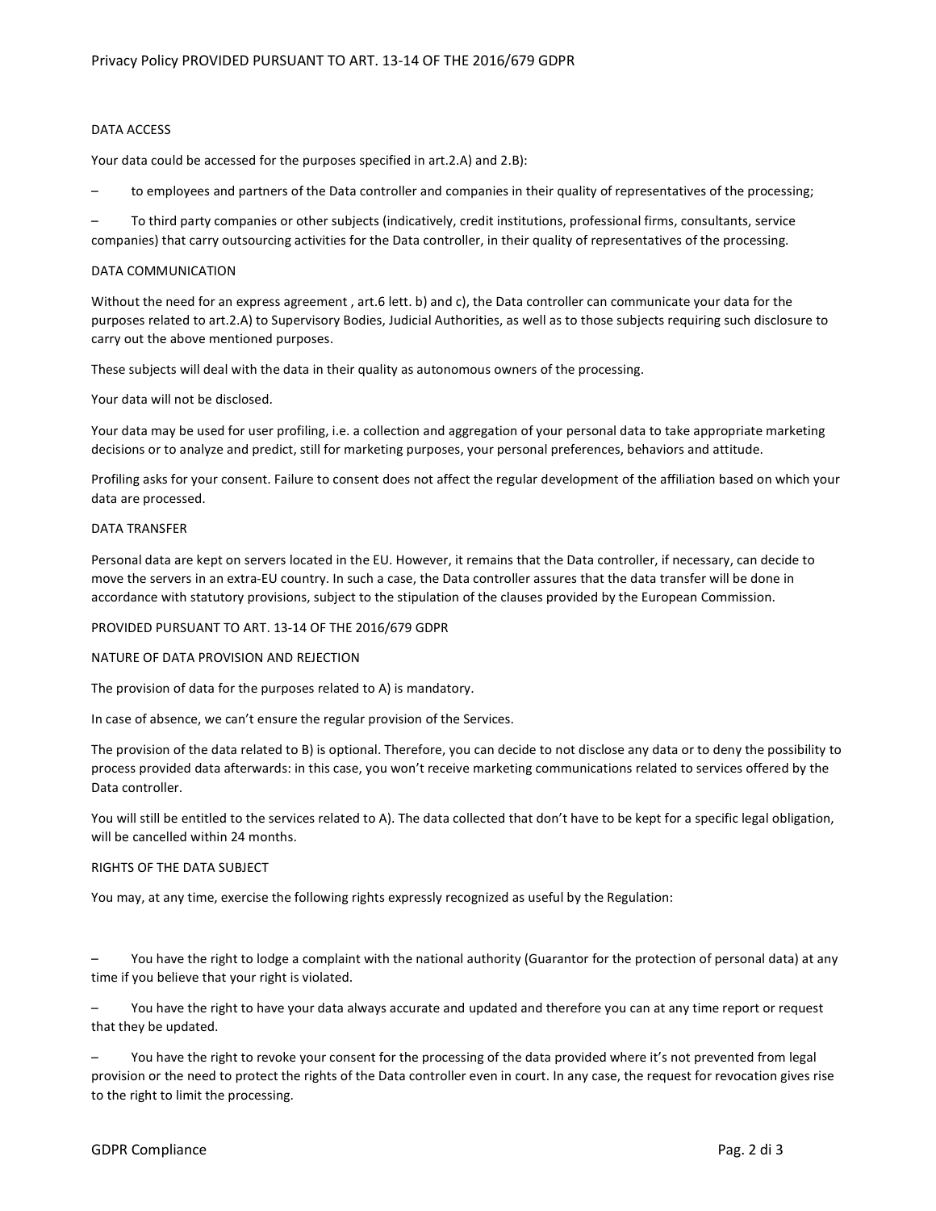## DATA ACCESS

Your data could be accessed for the purposes specified in art.2.A) and 2.B):

- to employees and partners of the Data controller and companies in their quality of representatives of the processing;
- To third party companies or other subjects (indicatively, credit institutions, professional firms, consultants, service companies) that carry outsourcing activities for the Data controller, in their quality of representatives of the processing.

## DATA COMMUNICATION

Without the need for an express agreement , art.6 lett. b) and c), the Data controller can communicate your data for the purposes related to art.2.A) to Supervisory Bodies, Judicial Authorities, as well as to those subjects requiring such disclosure to carry out the above mentioned purposes.

These subjects will deal with the data in their quality as autonomous owners of the processing.

Your data will not be disclosed.

Your data may be used for user profiling, i.e. a collection and aggregation of your personal data to take appropriate marketing decisions or to analyze and predict, still for marketing purposes, your personal preferences, behaviors and attitude.

Profiling asks for your consent. Failure to consent does not affect the regular development of the affiliation based on which your data are processed.

## DATA TRANSFER

Personal data are kept on servers located in the EU. However, it remains that the Data controller, if necessary, can decide to move the servers in an extra-EU country. In such a case, the Data controller assures that the data transfer will be done in accordance with statutory provisions, subject to the stipulation of the clauses provided by the European Commission.

PROVIDED PURSUANT TO ART. 13-14 OF THE 2016/679 GDPR

## NATURE OF DATA PROVISION AND REJECTION

The provision of data for the purposes related to A) is mandatory.

In case of absence, we can't ensure the regular provision of the Services.

The provision of the data related to B) is optional. Therefore, you can decide to not disclose any data or to deny the possibility to process provided data afterwards: in this case, you won't receive marketing communications related to services offered by the Data controller.

You will still be entitled to the services related to A). The data collected that don't have to be kept for a specific legal obligation, will be cancelled within 24 months.

## RIGHTS OF THE DATA SUBJECT

You may, at any time, exercise the following rights expressly recognized as useful by the Regulation:

- You have the right to lodge a complaint with the national authority (Guarantor for the protection of personal data) at any time if you believe that your right is violated.
- You have the right to have your data always accurate and updated and therefore you can at any time report or request that they be updated.
- You have the right to revoke your consent for the processing of the data provided where it's not prevented from legal provision or the need to protect the rights of the Data controller even in court. In any case, the request for revocation gives rise to the right to limit the processing.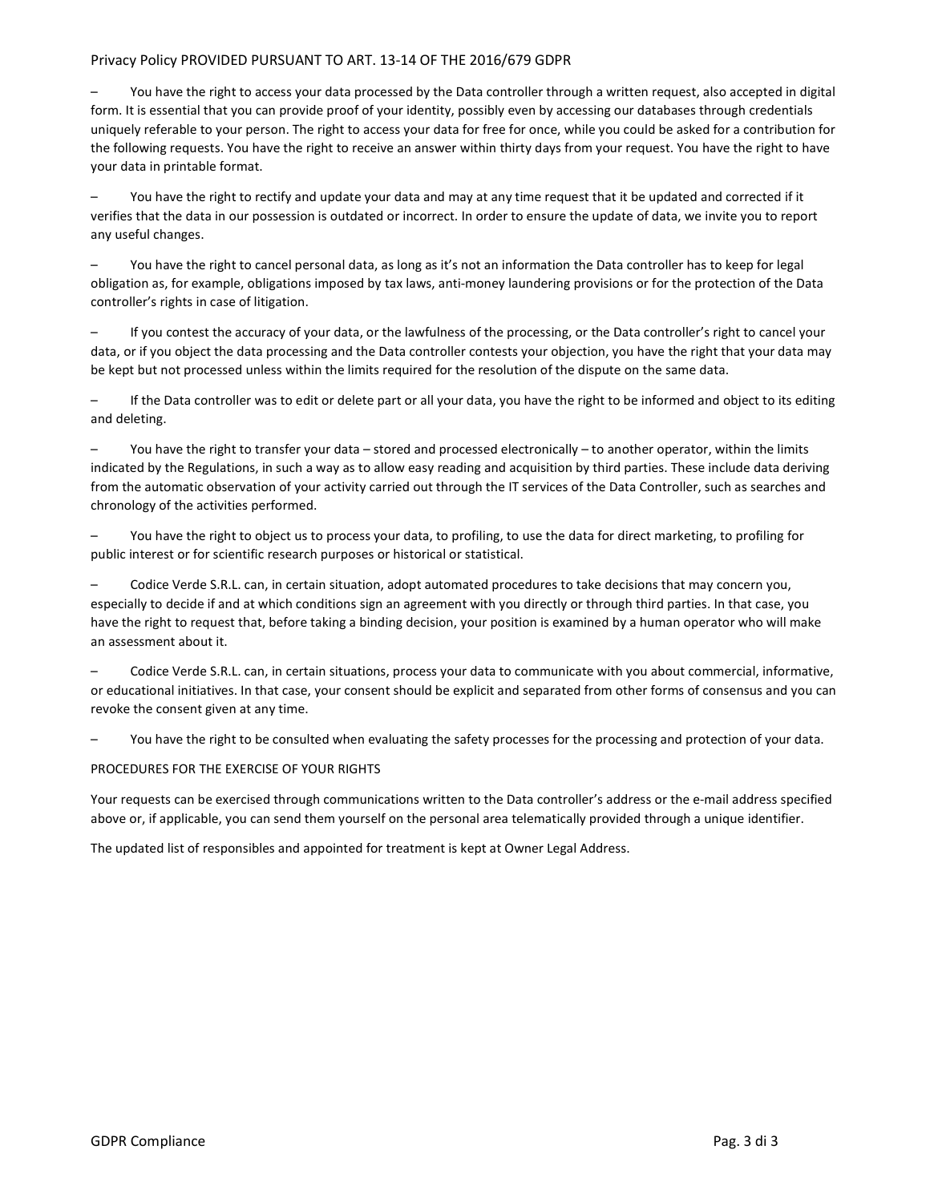– You have the right to access your data processed by the Data controller through a written request, also accepted in digital form. It is essential that you can provide proof of your identity, possibly even by accessing our databases through credentials uniquely referable to your person. The right to access your data for free for once, while you could be asked for a contribution for the following requests. You have the right to receive an answer within thirty days from your request. You have the right to have your data in printable format.

– You have the right to rectify and update your data and may at any time request that it be updated and corrected if it verifies that the data in our possession is outdated or incorrect. In order to ensure the update of data, we invite you to report any useful changes.

– You have the right to cancel personal data, as long as it's not an information the Data controller has to keep for legal obligation as, for example, obligations imposed by tax laws, anti-money laundering provisions or for the protection of the Data controller's rights in case of litigation.

– If you contest the accuracy of your data, or the lawfulness of the processing, or the Data controller's right to cancel your data, or if you object the data processing and the Data controller contests your objection, you have the right that your data may be kept but not processed unless within the limits required for the resolution of the dispute on the same data.

– If the Data controller was to edit or delete part or all your data, you have the right to be informed and object to its editing and deleting.

– You have the right to transfer your data – stored and processed electronically – to another operator, within the limits indicated by the Regulations, in such a way as to allow easy reading and acquisition by third parties. These include data deriving from the automatic observation of your activity carried out through the IT services of the Data Controller, such as searches and chronology of the activities performed.

– You have the right to object us to process your data, to profiling, to use the data for direct marketing, to profiling for public interest or for scientific research purposes or historical or statistical.

– Codice Verde S.R.L. can, in certain situation, adopt automated procedures to take decisions that may concern you, especially to decide if and at which conditions sign an agreement with you directly or through third parties. In that case, you have the right to request that, before taking a binding decision, your position is examined by a human operator who will make an assessment about it.

– Codice Verde S.R.L. can, in certain situations, process your data to communicate with you about commercial, informative, or educational initiatives. In that case, your consent should be explicit and separated from other forms of consensus and you can revoke the consent given at any time.

– You have the right to be consulted when evaluating the safety processes for the processing and protection of your data.

PROCEDURES FOR THE EXERCISE OF YOUR RIGHTS

Your requests can be exercised through communications written to the Data controller's address or the e-mail address specified above or, if applicable, you can send them yourself on the personal area telematically provided through a unique identifier.

The updated list of responsibles and appointed for treatment is kept at Owner Legal Address.